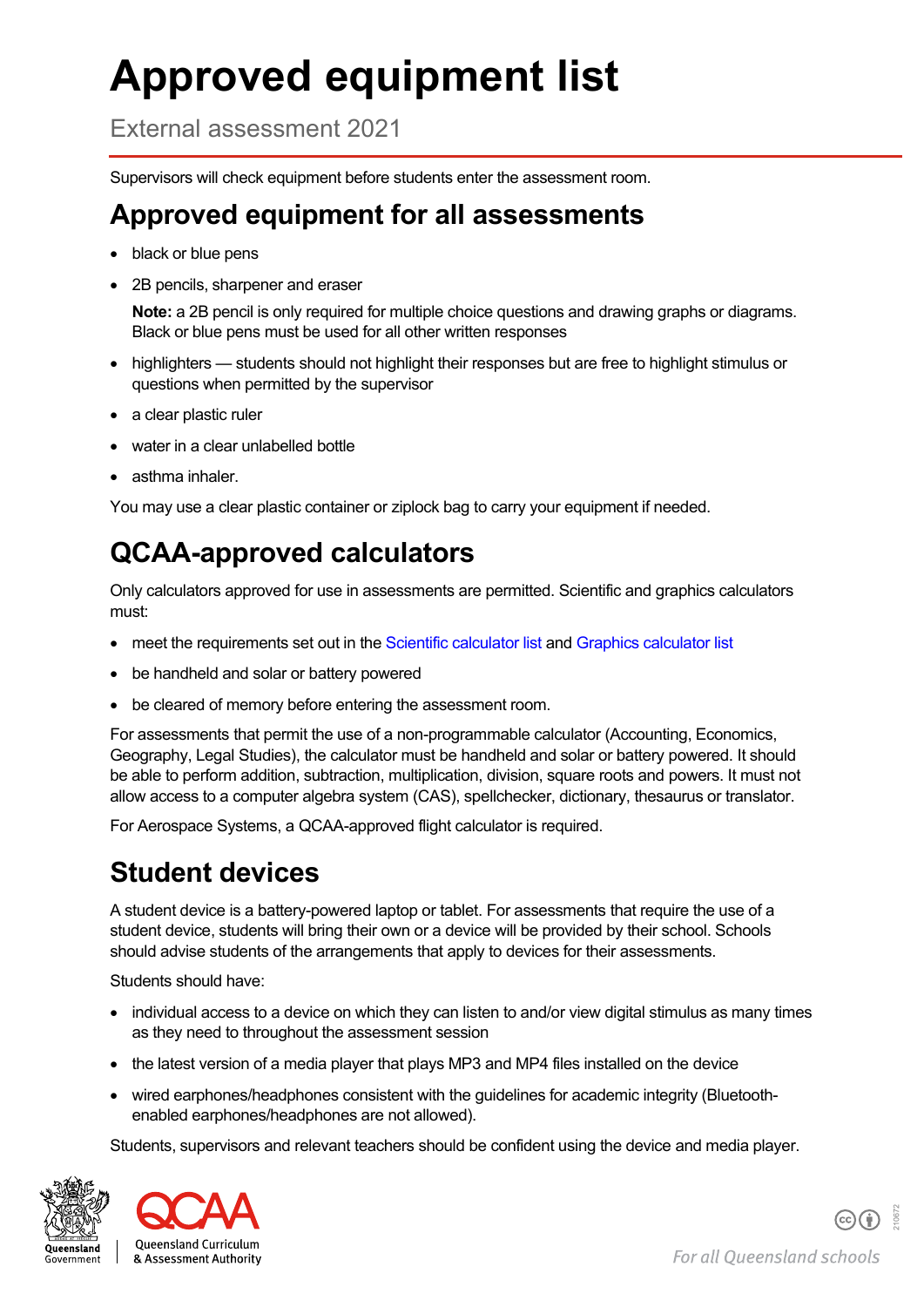# Approved equipment list

External assessment 2021

Supervisors will check equipment before students enter the assessment room.

## Approved equipment for all assessments

- black or blue pens
- 2B pencils, sharpener and eraser

  **Note:** a 2B pencil is only required for multiple choice questions and drawing graphs or diagrams. Black or blue pens must be used for all other written responses
- highlighters — students should not highlight their responses but are free to highlight stimulus or questions when permitted by the supervisor
- a clear plastic ruler
- water in a clear unlabelled bottle
- asthma inhaler.

You may use a clear plastic container or ziplock bag to carry your equipment if needed.

## QCAA-approved calculators

Only calculators approved for use in assessments are permitted. Scientific and graphics calculators must:

- meet the requirements set out in the Scientific calculator list and Graphics calculator list
- be handheld and solar or battery powered
- be cleared of memory before entering the assessment room.

For assessments that permit the use of a non-programmable calculator (Accounting, Economics, Geography, Legal Studies), the calculator must be handheld and solar or battery powered. It should be able to perform addition, subtraction, multiplication, division, square roots and powers. It must not allow access to a computer algebra system (CAS), spellchecker, dictionary, thesaurus or translator.

For Aerospace Systems, a QCAA-approved flight calculator is required.

## Student devices

A student device is a battery-powered laptop or tablet. For assessments that require the use of a student device, students will bring their own or a device will be provided by their school. Schools should advise students of the arrangements that apply to devices for their assessments.

Students should have:

- individual access to a device on which they can listen to and/or view digital stimulus as many times as they need to throughout the assessment session
- the latest version of a media player that plays MP3 and MP4 files installed on the device
- wired earphones/headphones consistent with the guidelines for academic integrity (Bluetooth-enabled earphones/headphones are not allowed).

Students, supervisors and relevant teachers should be confident using the device and media player.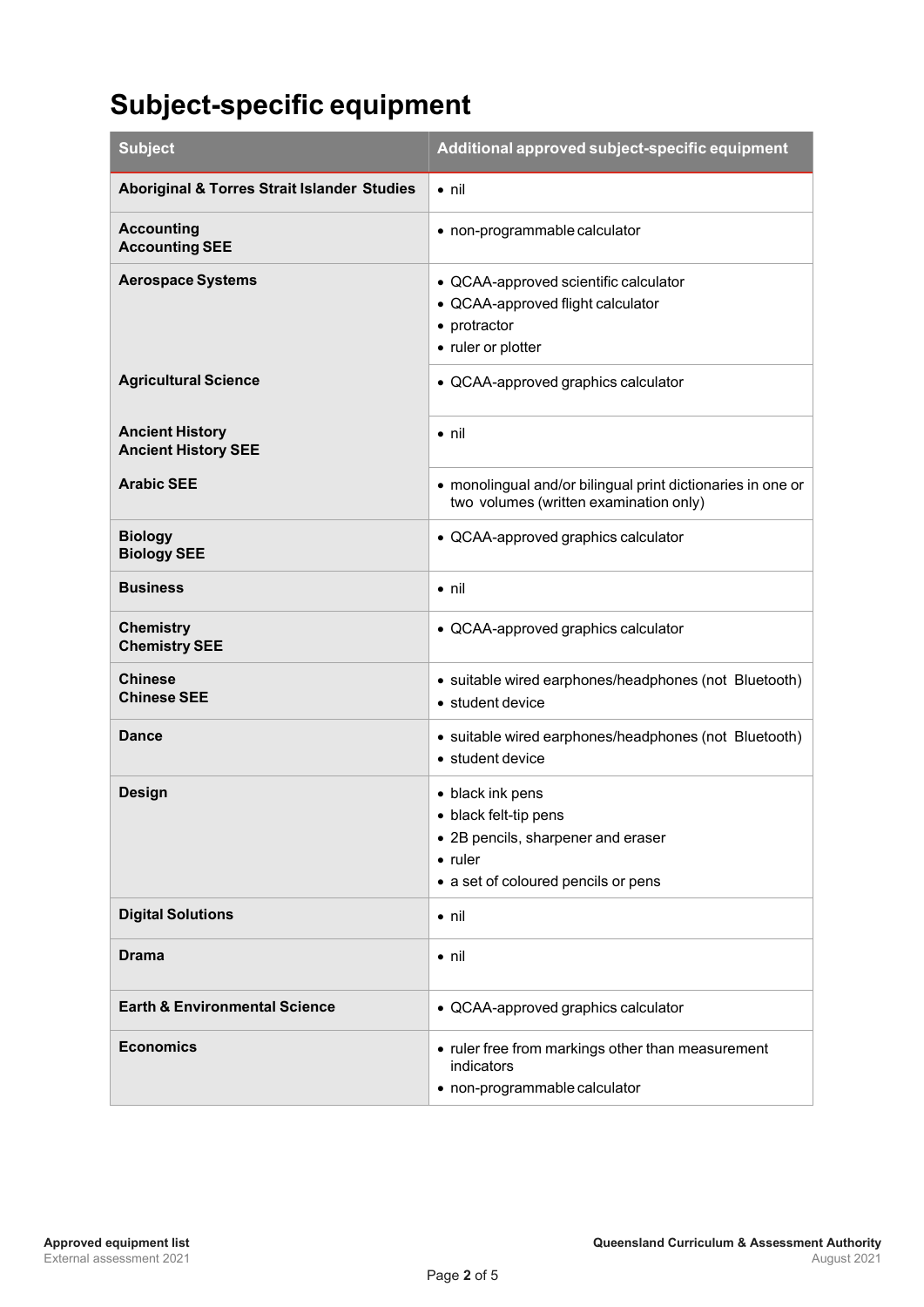# Subject-specific equipment

| Subject | Additional approved subject-specific equipment |
|---|---|
| **Aboriginal & Torres Strait Islander Studies** | • nil |
| **Accounting**<br>**Accounting SEE** | • non-programmable calculator |
| **Aerospace Systems** | • QCAA-approved scientific calculator<br>• QCAA-approved flight calculator<br>• protractor<br>• ruler or plotter |
| **Agricultural Science** | • QCAA-approved graphics calculator |
| **Ancient History**<br>**Ancient History SEE** | • nil |
| **Arabic SEE** | • monolingual and/or bilingual print dictionaries in one or two volumes (written examination only) |
| **Biology**<br>**Biology SEE** | • QCAA-approved graphics calculator |
| **Business** | • nil |
| **Chemistry**<br>**Chemistry SEE** | • QCAA-approved graphics calculator |
| **Chinese**<br>**Chinese SEE** | • suitable wired earphones/headphones (not Bluetooth)<br>• student device |
| **Dance** | • suitable wired earphones/headphones (not Bluetooth)<br>• student device |
| **Design** | • black ink pens<br>• black felt-tip pens<br>• 2B pencils, sharpener and eraser<br>• ruler<br>• a set of coloured pencils or pens |
| **Digital Solutions** | • nil |
| **Drama** | • nil |
| **Earth & Environmental Science** | • QCAA-approved graphics calculator |
| **Economics** | • ruler free from markings other than measurement indicators<br>• non-programmable calculator |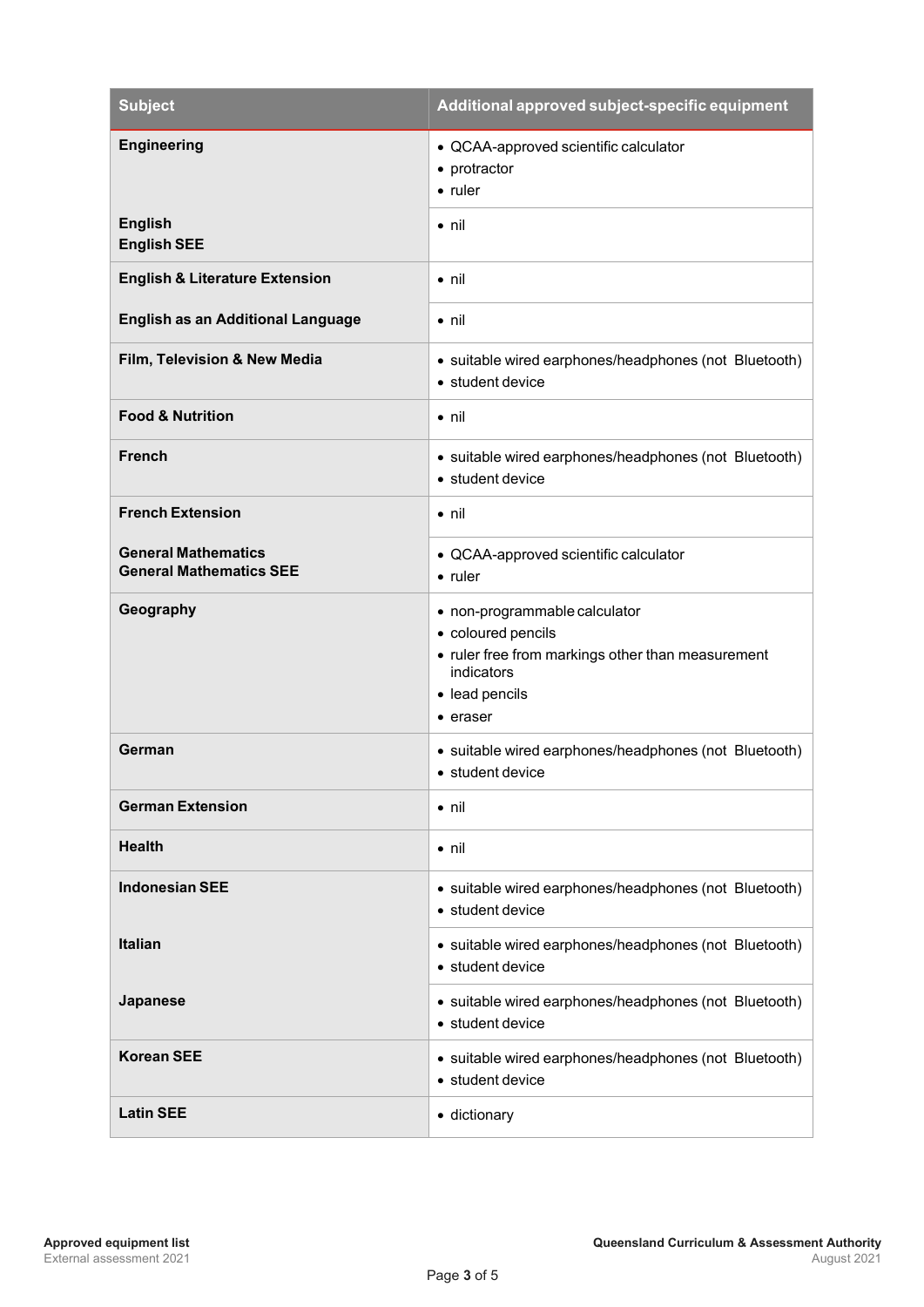| Subject | Additional approved subject-specific equipment |
|---|---|
| **Engineering** | • QCAA-approved scientific calculator<br>• protractor<br>• ruler |
| **English**<br>**English SEE** | • nil |
| **English & Literature Extension** | • nil |
| **English as an Additional Language** | • nil |
| **Film, Television & New Media** | • suitable wired earphones/headphones (not Bluetooth)<br>• student device |
| **Food & Nutrition** | • nil |
| **French** | • suitable wired earphones/headphones (not Bluetooth)<br>• student device |
| **French Extension** | • nil |
| **General Mathematics**<br>**General Mathematics SEE** | • QCAA-approved scientific calculator<br>• ruler |
| **Geography** | • non-programmable calculator<br>• coloured pencils<br>• ruler free from markings other than measurement indicators<br>• lead pencils<br>• eraser |
| **German** | • suitable wired earphones/headphones (not Bluetooth)<br>• student device |
| **German Extension** | • nil |
| **Health** | • nil |
| **Indonesian SEE** | • suitable wired earphones/headphones (not Bluetooth)<br>• student device |
| **Italian** | • suitable wired earphones/headphones (not Bluetooth)<br>• student device |
| **Japanese** | • suitable wired earphones/headphones (not Bluetooth)<br>• student device |
| **Korean SEE** | • suitable wired earphones/headphones (not Bluetooth)<br>• student device |
| **Latin SEE** | • dictionary |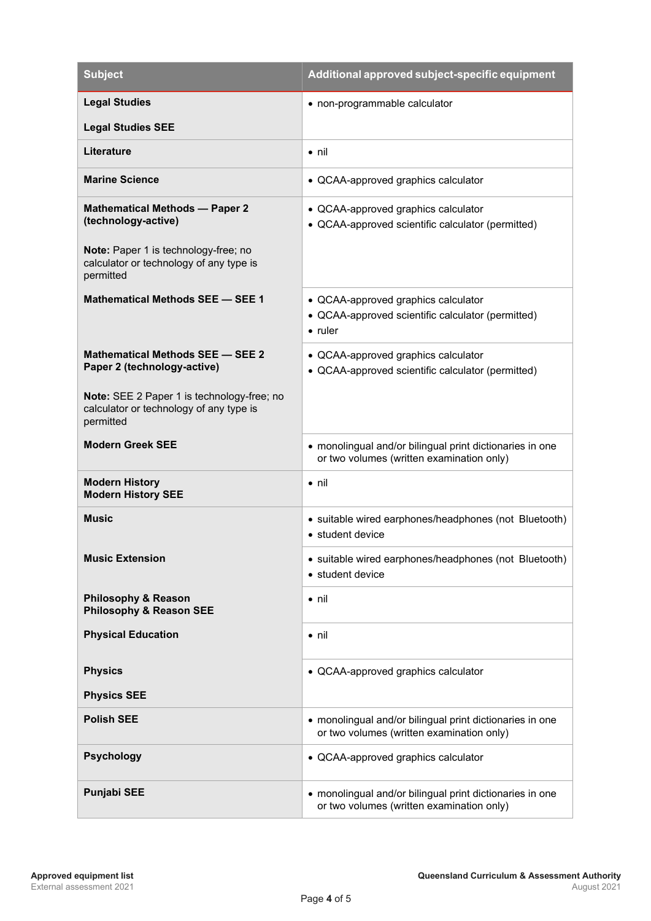| Subject | Additional approved subject-specific equipment |
| --- | --- |
| **Legal Studies**<br><br>**Legal Studies SEE** | • non-programmable calculator |
| **Literature** | • nil |
| **Marine Science** | • QCAA-approved graphics calculator |
| **Mathematical Methods — Paper 2 (technology-active)**<br><br>**Note:** Paper 1 is technology-free; no calculator or technology of any type is permitted | • QCAA-approved graphics calculator<br>• QCAA-approved scientific calculator (permitted) |
| **Mathematical Methods SEE — SEE 1** | • QCAA-approved graphics calculator<br>• QCAA-approved scientific calculator (permitted)<br>• ruler |
| **Mathematical Methods SEE — SEE 2 Paper 2 (technology-active)**<br><br>**Note:** SEE 2 Paper 1 is technology-free; no calculator or technology of any type is permitted | • QCAA-approved graphics calculator<br>• QCAA-approved scientific calculator (permitted) |
| **Modern Greek SEE** | • monolingual and/or bilingual print dictionaries in one or two volumes (written examination only) |
| **Modern History**<br>**Modern History SEE** | • nil |
| **Music** | • suitable wired earphones/headphones (not Bluetooth)<br>• student device |
| **Music Extension** | • suitable wired earphones/headphones (not Bluetooth)<br>• student device |
| **Philosophy & Reason**<br>**Philosophy & Reason SEE** | • nil |
| **Physical Education** | • nil |
| **Physics**<br><br>**Physics SEE** | • QCAA-approved graphics calculator |
| **Polish SEE** | • monolingual and/or bilingual print dictionaries in one or two volumes (written examination only) |
| **Psychology** | • QCAA-approved graphics calculator |
| **Punjabi SEE** | • monolingual and/or bilingual print dictionaries in one or two volumes (written examination only) |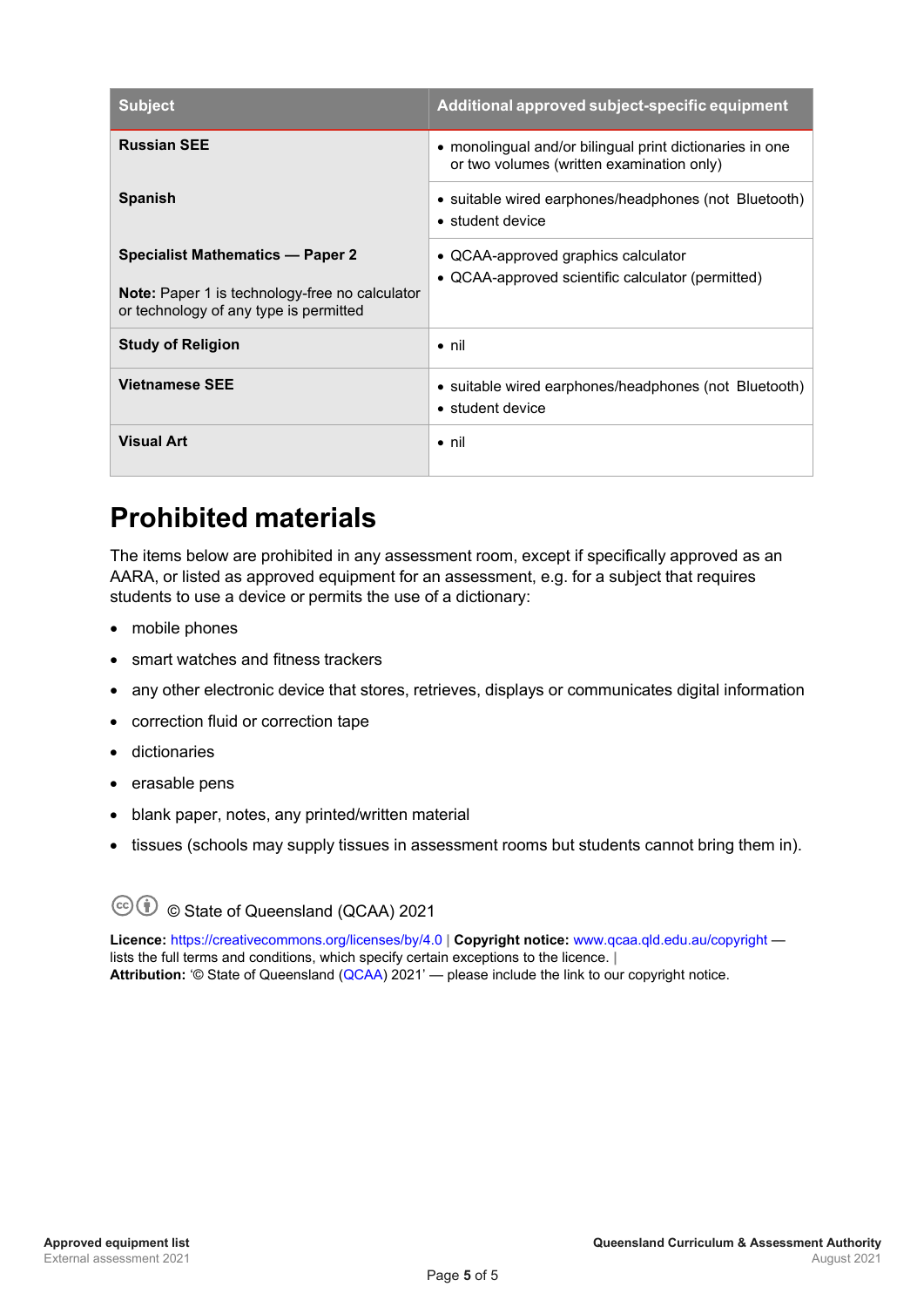| Subject | Additional approved subject-specific equipment |
|---|---|
| **Russian SEE** | • monolingual and/or bilingual print dictionaries in one or two volumes (written examination only) |
| **Spanish** | • suitable wired earphones/headphones (not Bluetooth)<br>• student device |
| **Specialist Mathematics — Paper 2**<br><br>**Note:** Paper 1 is technology-free no calculator or technology of any type is permitted | • QCAA-approved graphics calculator<br>• QCAA-approved scientific calculator (permitted) |
| **Study of Religion** | • nil |
| **Vietnamese SEE** | • suitable wired earphones/headphones (not Bluetooth)<br>• student device |
| **Visual Art** | • nil |

# Prohibited materials

The items below are prohibited in any assessment room, except if specifically approved as an AARA, or listed as approved equipment for an assessment, e.g. for a subject that requires students to use a device or permits the use of a dictionary:

- mobile phones
- smart watches and fitness trackers
- any other electronic device that stores, retrieves, displays or communicates digital information
- correction fluid or correction tape
- dictionaries
- erasable pens
- blank paper, notes, any printed/written material
- tissues (schools may supply tissues in assessment rooms but students cannot bring them in).

© State of Queensland (QCAA) 2021

**Licence:** https://creativecommons.org/licenses/by/4.0 | **Copyright notice:** www.qcaa.qld.edu.au/copyright — lists the full terms and conditions, which specify certain exceptions to the licence. |
**Attribution:** '© State of Queensland (QCAA) 2021' — please include the link to our copyright notice.